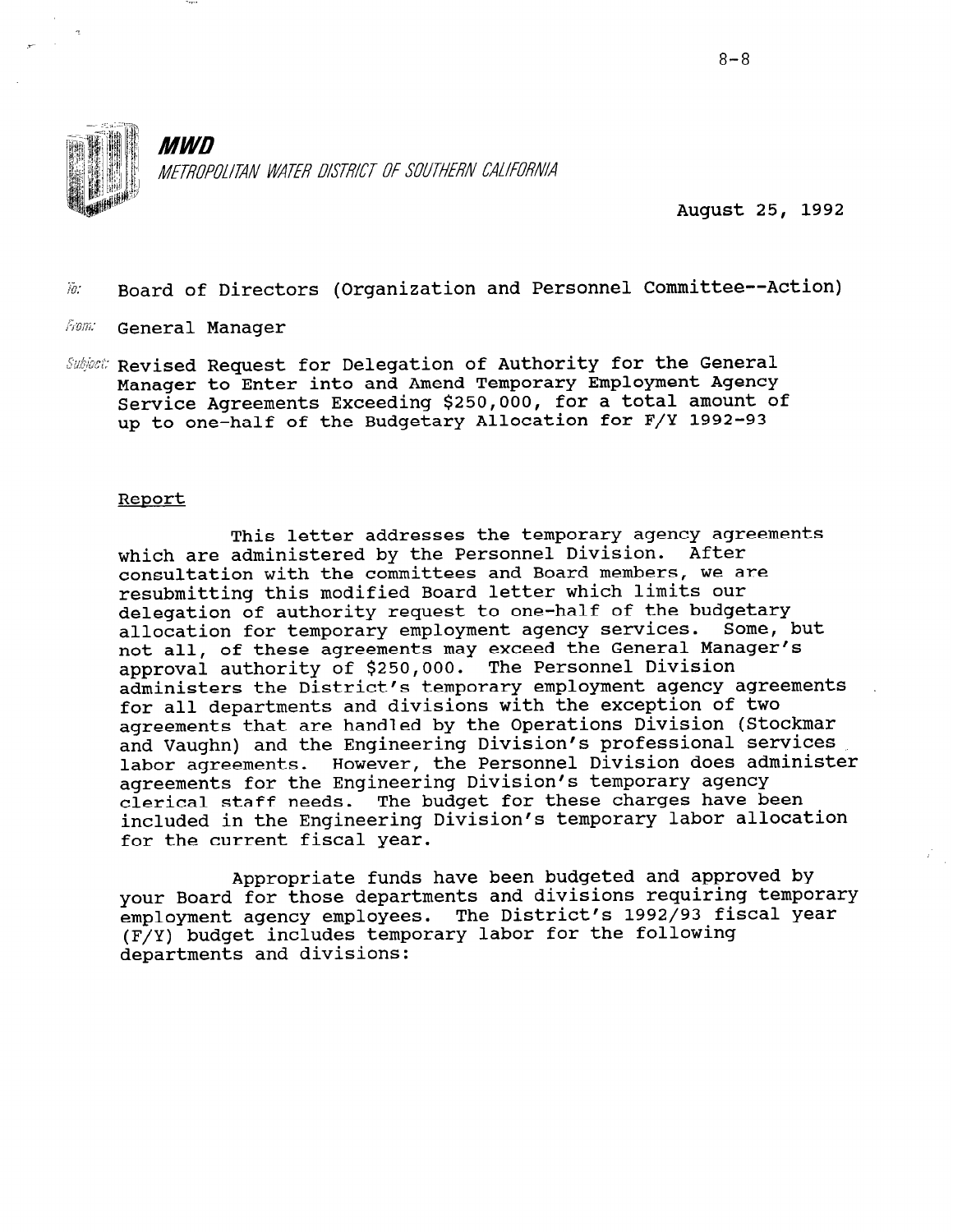**MWD**

*METROPOLITAN WATER DISTRICT OF SOUTHERN CALIFORNIA*

August 25, 1992

To: Board of Directors (Organization and Personnel Committee--Action)

From: General Manager

Subject: Revised Request for Delegation of Authority for the General Manager to Enter into and Amend Temporary Employment Agency Service Agreements Exceeding $250,000, for a total amount of up to one-half of the Budgetary Allocation for F/Y 1992-93

## Report

This letter addresses the temporary agency agreements which are administered by the Personnel Division. After consultation with the committees and Board members, we are resubmitting this modified Board letter which limits our delegation of authority request to one-half of the budgetary allocation for temporary employment agency services. Some, but not all, of these agreements may exceed the General Manager's approval authority of $250,000. The Personnel Division administers the District's temporary employment agency agreements for all departments and divisions with the exception of two agreements that are handled by the Operations Division (Stockmar and Vaughn) and the Engineering Division's professional services labor agreements. However, the Personnel Division does administer agreements for the Engineering Division's temporary agency clerical staff needs. The budget for these charges have been included in the Engineering Division's temporary labor allocation for the current fiscal year.

Appropriate funds have been budgeted and approved by your Board for those departments and divisions requiring temporary employment agency employees. The District's 1992/93 fiscal year (F/Y) budget includes temporary labor for the following departments and divisions: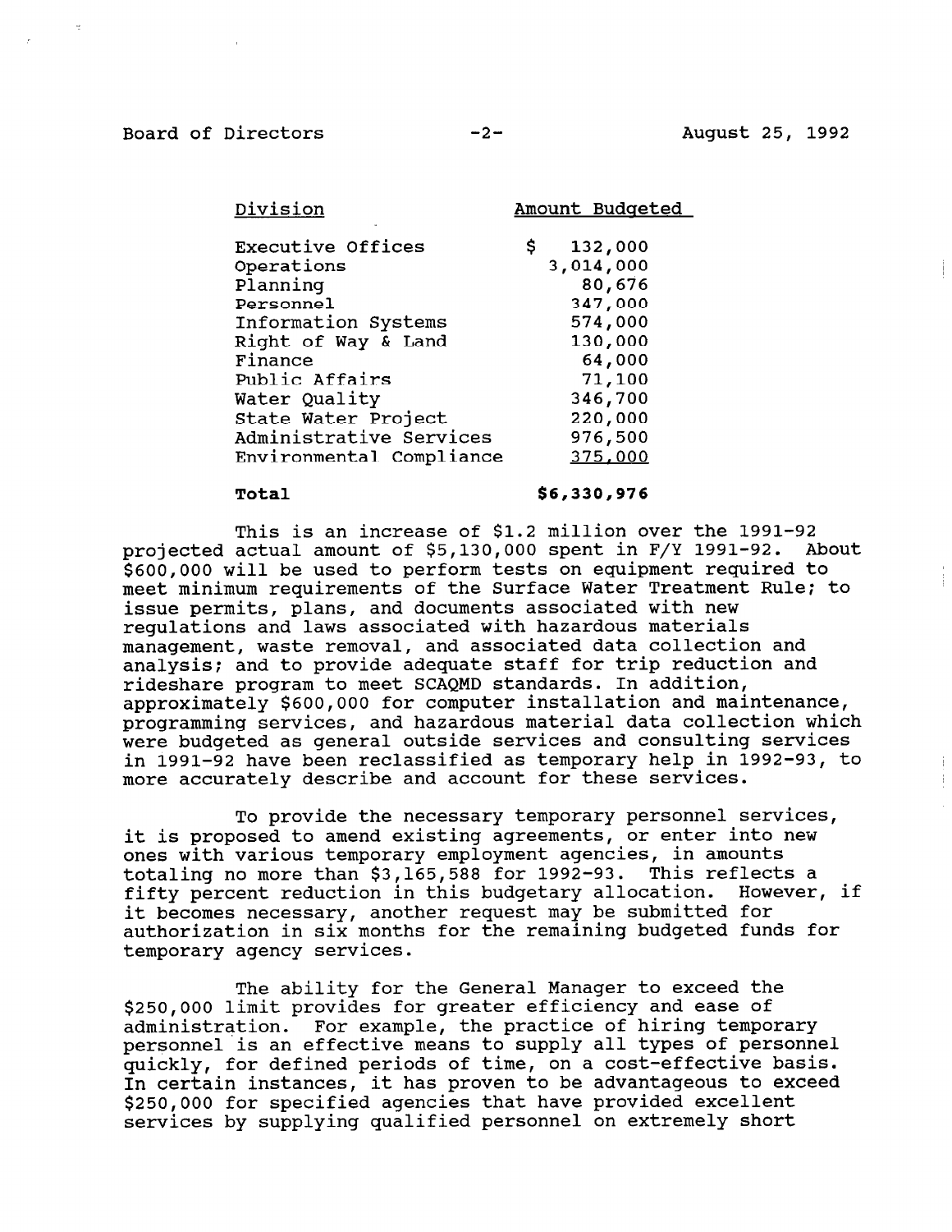| Division | Amount Budgeted |
| --- | --- |
| Executive Offices | $ 132,000 |
| Operations | 3,014,000 |
| Planning | 80,676 |
| Personnel | 347,000 |
| Information Systems | 574,000 |
| Right of Way & Land | 130,000 |
| Finance | 64,000 |
| Public Affairs | 71,100 |
| Water Quality | 346,700 |
| State Water Project | 220,000 |
| Administrative Services | 976,500 |
| Environmental Compliance | 375,000 |
| **Total** | **$6,330,976** |

This is an increase of $1.2 million over the 1991-92 projected actual amount of $5,130,000 spent in F/Y 1991-92. About $600,000 will be used to perform tests on equipment required to meet minimum requirements of the Surface Water Treatment Rule; to issue permits, plans, and documents associated with new regulations and laws associated with hazardous materials management, waste removal, and associated data collection and analysis; and to provide adequate staff for trip reduction and rideshare program to meet SCAQMD standards. In addition, approximately $600,000 for computer installation and maintenance, programming services, and hazardous material data collection which were budgeted as general outside services and consulting services in 1991-92 have been reclassified as temporary help in 1992-93, to more accurately describe and account for these services.

To provide the necessary temporary personnel services, it is proposed to amend existing agreements, or enter into new ones with various temporary employment agencies, in amounts totaling no more than $3,165,588 for 1992-93. This reflects a fifty percent reduction in this budgetary allocation. However, if it becomes necessary, another request may be submitted for authorization in six months for the remaining budgeted funds for temporary agency services.

The ability for the General Manager to exceed the $250,000 limit provides for greater efficiency and ease of administration. For example, the practice of hiring temporary personnel is an effective means to supply all types of personnel quickly, for defined periods of time, on a cost-effective basis. In certain instances, it has proven to be advantageous to exceed $250,000 for specified agencies that have provided excellent services by supplying qualified personnel on extremely short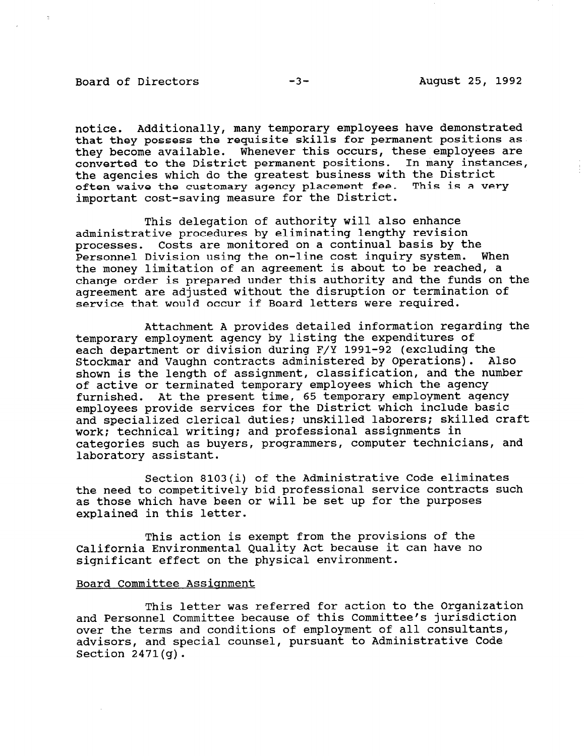notice. Additionally, many temporary employees have demonstrated that they possess the requisite skills for permanent positions as they become available. Whenever this occurs, these employees are converted to the District permanent positions. In many instances, the agencies which do the greatest business with the District often waive the customary agency placement fee. This is a very important cost-saving measure for the District.

This delegation of authority will also enhance administrative procedures by eliminating lengthy revision processes. Costs are monitored on a continual basis by the Personnel Division using the on-line cost inquiry system. When the money limitation of an agreement is about to be reached, a change order is prepared under this authority and the funds on the agreement are adjusted without the disruption or termination of service that would occur if Board letters were required.

Attachment A provides detailed information regarding the temporary employment agency by listing the expenditures of each department or division during F/Y 1991-92 (excluding the Stockmar and Vaughn contracts administered by Operations). Also shown is the length of assignment, classification, and the number of active or terminated temporary employees which the agency furnished. At the present time, 65 temporary employment agency employees provide services for the District which include basic and specialized clerical duties; unskilled laborers; skilled craft work; technical writing; and professional assignments in categories such as buyers, programmers, computer technicians, and laboratory assistant.

Section 8103(i) of the Administrative Code eliminates the need to competitively bid professional service contracts such as those which have been or will be set up for the purposes explained in this letter.

This action is exempt from the provisions of the California Environmental Quality Act because it can have no significant effect on the physical environment.

## Board Committee Assignment

This letter was referred for action to the Organization and Personnel Committee because of this Committee's jurisdiction over the terms and conditions of employment of all consultants, advisors, and special counsel, pursuant to Administrative Code Section 2471(g).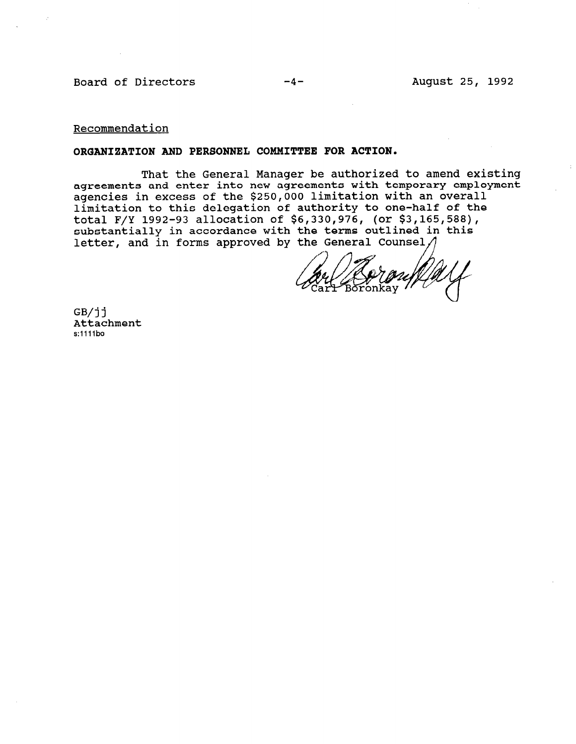Recommendation

**ORGANIZATION AND PERSONNEL COMMITTEE FOR ACTION.**

That the General Manager be authorized to amend existing agreements and enter into new agreements with temporary employment agencies in excess of the $250,000 limitation with an overall limitation to this delegation of authority to one-half of the total F/Y 1992-93 allocation of $6,330,976, (or $3,165,588), substantially in accordance with the terms outlined in this letter, and in forms approved by the General Counsel.

Carl Boronkay

GB/jj
Attachment
s:1111bo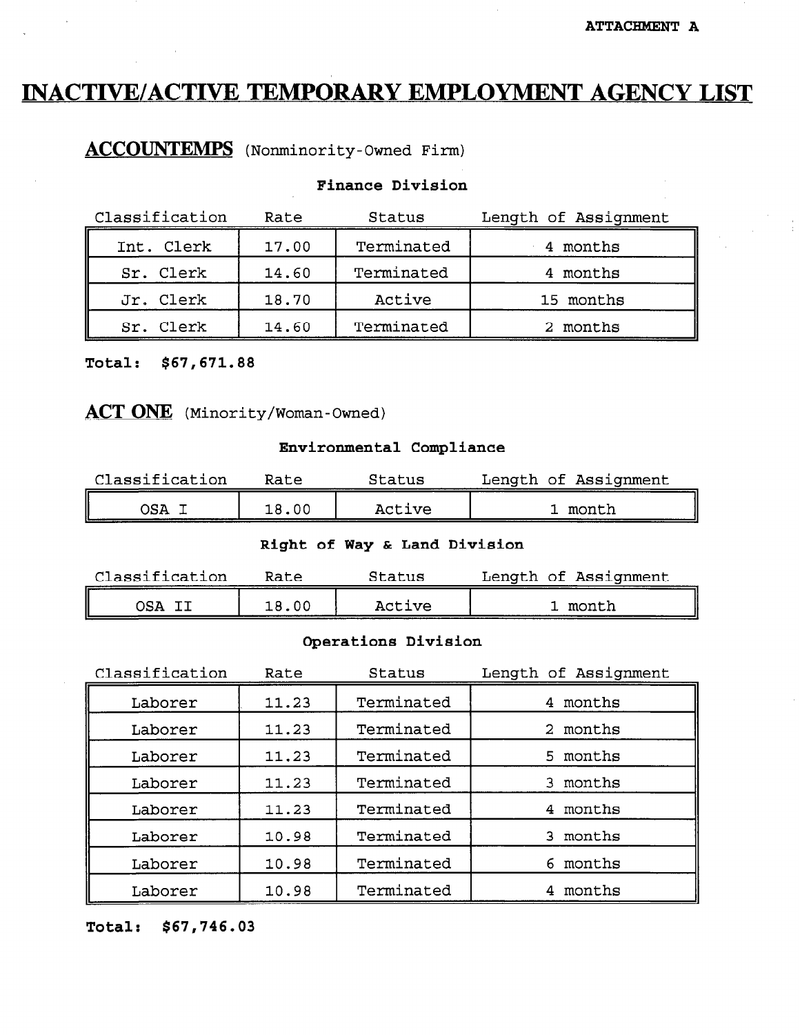ATTACHMENT A

# INACTIVE/ACTIVE TEMPORARY EMPLOYMENT AGENCY LIST

## ACCOUNTEMPS (Nonminority-Owned Firm)

### Finance Division

| Classification | Rate | Status | Length of Assignment |
|---|---|---|---|
| Int. Clerk | 17.00 | Terminated | 4 months |
| Sr. Clerk | 14.60 | Terminated | 4 months |
| Jr. Clerk | 18.70 | Active | 15 months |
| Sr. Clerk | 14.60 | Terminated | 2 months |

**Total: $67,671.88**

## ACT ONE (Minority/Woman-Owned)

### Environmental Compliance

| Classification | Rate | Status | Length of Assignment |
|---|---|---|---|
| OSA I | 18.00 | Active | 1 month |

### Right of Way & Land Division

| Classification | Rate | Status | Length of Assignment |
|---|---|---|---|
| OSA II | 18.00 | Active | 1 month |

### Operations Division

| Classification | Rate | Status | Length of Assignment |
|---|---|---|---|
| Laborer | 11.23 | Terminated | 4 months |
| Laborer | 11.23 | Terminated | 2 months |
| Laborer | 11.23 | Terminated | 5 months |
| Laborer | 11.23 | Terminated | 3 months |
| Laborer | 11.23 | Terminated | 4 months |
| Laborer | 10.98 | Terminated | 3 months |
| Laborer | 10.98 | Terminated | 6 months |
| Laborer | 10.98 | Terminated | 4 months |

**Total: $67,746.03**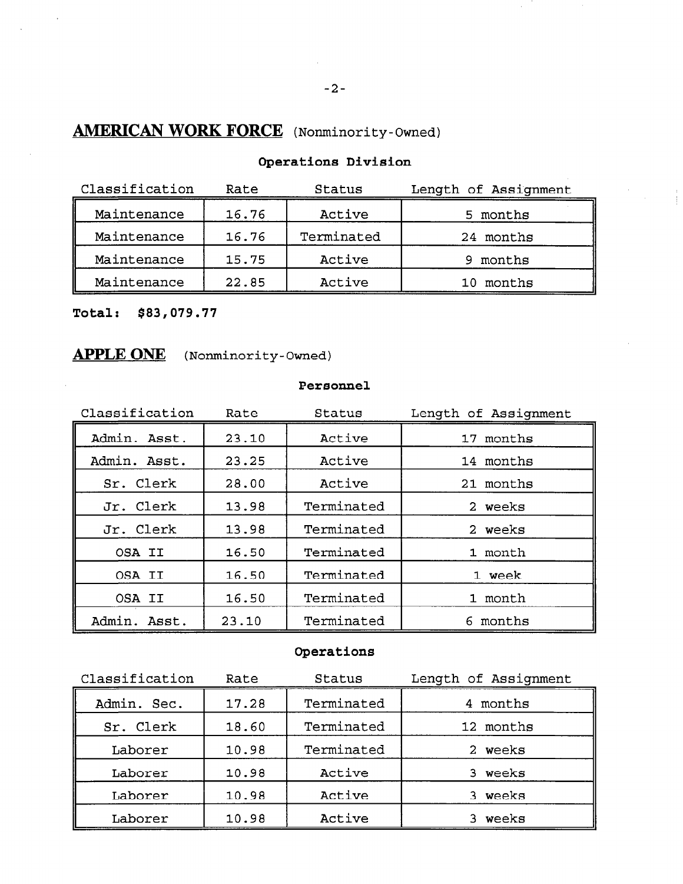## AMERICAN WORK FORCE (Nonminority-Owned)

**Operations Division**

| Classification | Rate | Status | Length of Assignment |
|---|---|---|---|
| Maintenance | 16.76 | Active | 5 months |
| Maintenance | 16.76 | Terminated | 24 months |
| Maintenance | 15.75 | Active | 9 months |
| Maintenance | 22.85 | Active | 10 months |

**Total: $83,079.77**

## APPLE ONE (Nonminority-Owned)

**Personnel**

| Classification | Rate | Status | Length of Assignment |
|---|---|---|---|
| Admin. Asst. | 23.10 | Active | 17 months |
| Admin. Asst. | 23.25 | Active | 14 months |
| Sr. Clerk | 28.00 | Active | 21 months |
| Jr. Clerk | 13.98 | Terminated | 2 weeks |
| Jr. Clerk | 13.98 | Terminated | 2 weeks |
| OSA II | 16.50 | Terminated | 1 month |
| OSA II | 16.50 | Terminated | 1 week |
| OSA II | 16.50 | Terminated | 1 month |
| Admin. Asst. | 23.10 | Terminated | 6 months |

**Operations**

| Classification | Rate | Status | Length of Assignment |
|---|---|---|---|
| Admin. Sec. | 17.28 | Terminated | 4 months |
| Sr. Clerk | 18.60 | Terminated | 12 months |
| Laborer | 10.98 | Terminated | 2 weeks |
| Laborer | 10.98 | Active | 3 weeks |
| Laborer | 10.98 | Active | 3 weeks |
| Laborer | 10.98 | Active | 3 weeks |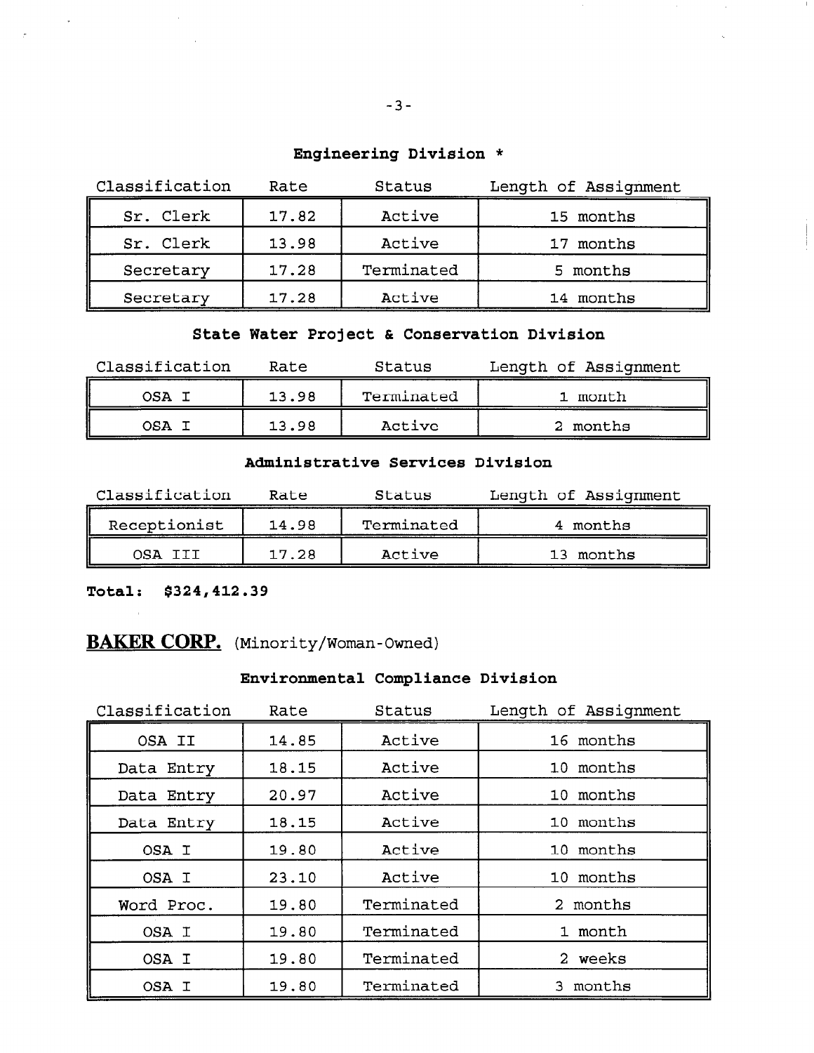**Engineering Division ***

| Classification | Rate | Status | Length of Assignment |
|---|---|---|---|
| Sr. Clerk | 17.82 | Active | 15 months |
| Sr. Clerk | 13.98 | Active | 17 months |
| Secretary | 17.28 | Terminated | 5 months |
| Secretary | 17.28 | Active | 14 months |

**State Water Project & Conservation Division**

| Classification | Rate | Status | Length of Assignment |
|---|---|---|---|
| OSA I | 13.98 | Terminated | 1 month |
| OSA I | 13.98 | Active | 2 months |

**Administrative Services Division**

| Classification | Rate | Status | Length of Assignment |
|---|---|---|---|
| Receptionist | 14.98 | Terminated | 4 months |
| OSA III | 17.28 | Active | 13 months |

**Total: $324,412.39**

## BAKER CORP. (Minority/Woman-Owned)

**Environmental Compliance Division**

| Classification | Rate | Status | Length of Assignment |
|---|---|---|---|
| OSA II | 14.85 | Active | 16 months |
| Data Entry | 18.15 | Active | 10 months |
| Data Entry | 20.97 | Active | 10 months |
| Data Entry | 18.15 | Active | 10 months |
| OSA I | 19.80 | Active | 10 months |
| OSA I | 23.10 | Active | 10 months |
| Word Proc. | 19.80 | Terminated | 2 months |
| OSA I | 19.80 | Terminated | 1 month |
| OSA I | 19.80 | Terminated | 2 weeks |
| OSA I | 19.80 | Terminated | 3 months |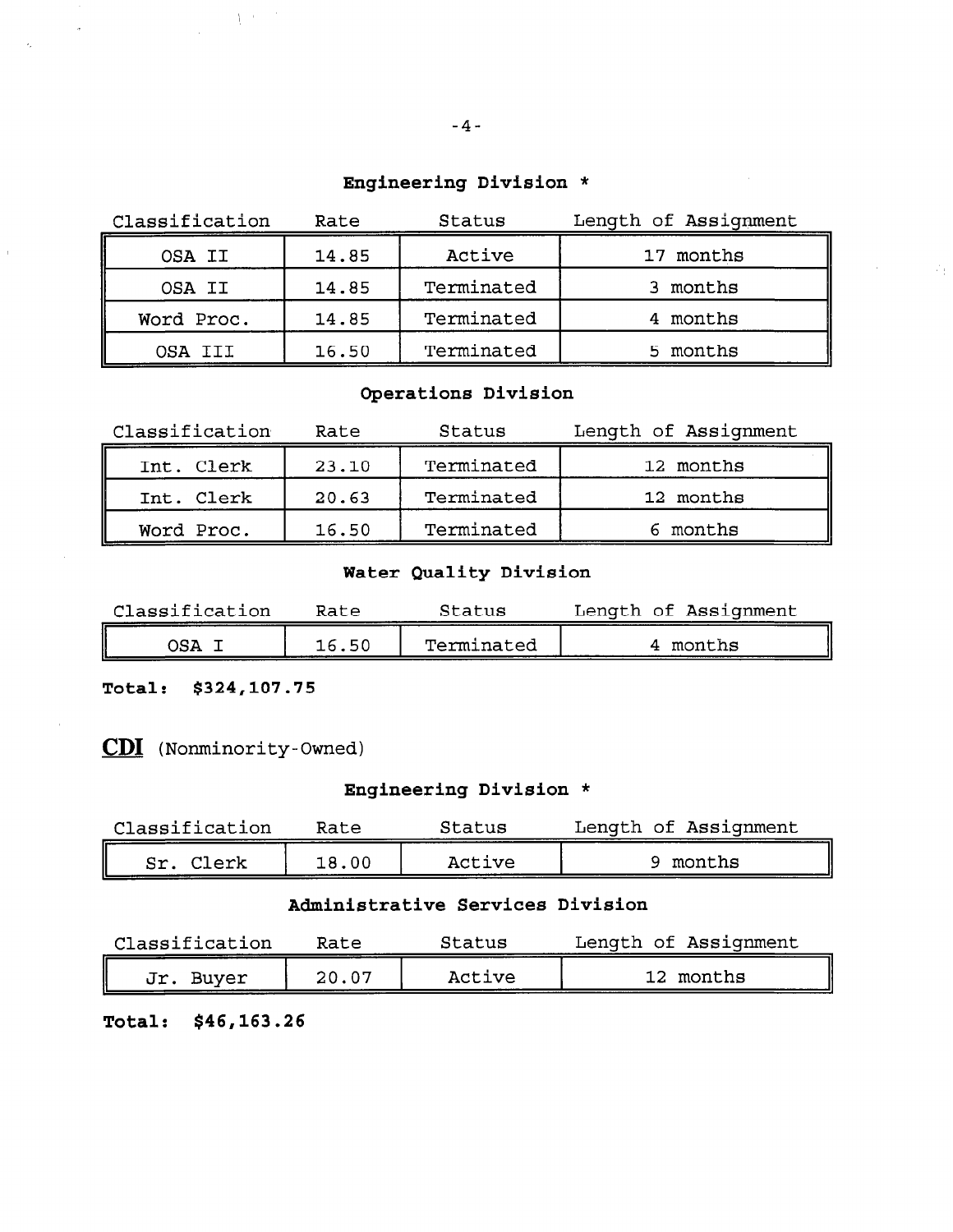**Engineering Division ***

| Classification | Rate | Status | Length of Assignment |
|---|---|---|---|
| OSA II | 14.85 | Active | 17 months |
| OSA II | 14.85 | Terminated | 3 months |
| Word Proc. | 14.85 | Terminated | 4 months |
| OSA III | 16.50 | Terminated | 5 months |

**Operations Division**

| Classification | Rate | Status | Length of Assignment |
|---|---|---|---|
| Int. Clerk | 23.10 | Terminated | 12 months |
| Int. Clerk | 20.63 | Terminated | 12 months |
| Word Proc. | 16.50 | Terminated | 6 months |

**Water Quality Division**

| Classification | Rate | Status | Length of Assignment |
|---|---|---|---|
| OSA I | 16.50 | Terminated | 4 months |

**Total: $324,107.75**

**CDI** (Nonminority-Owned)

**Engineering Division ***

| Classification | Rate | Status | Length of Assignment |
|---|---|---|---|
| Sr. Clerk | 18.00 | Active | 9 months |

**Administrative Services Division**

| Classification | Rate | Status | Length of Assignment |
|---|---|---|---|
| Jr. Buyer | 20.07 | Active | 12 months |

**Total: $46,163.26**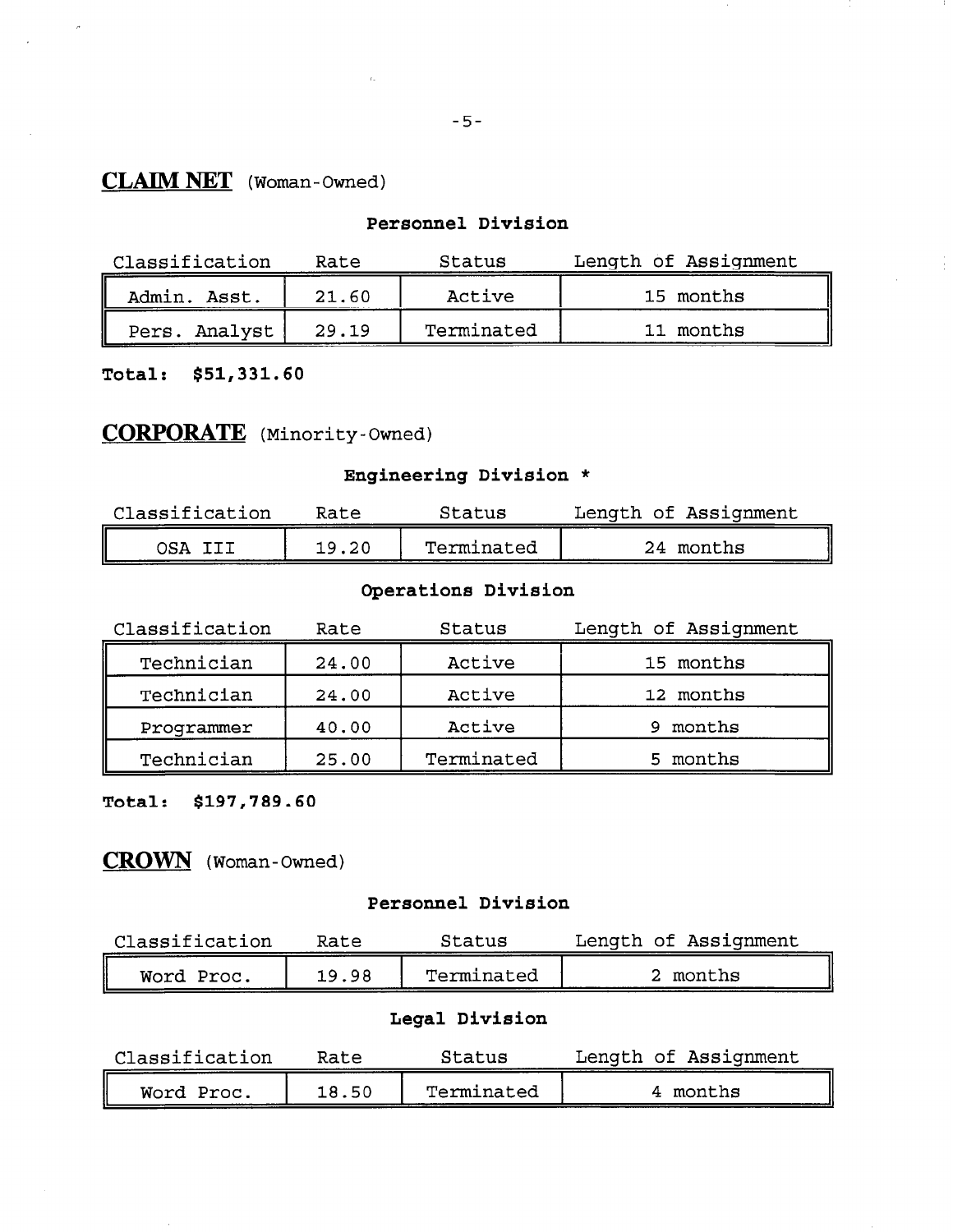## CLAIM NET (Woman-Owned)

**Personnel Division**

| Classification | Rate | Status | Length of Assignment |
|---|---|---|---|
| Admin. Asst. | 21.60 | Active | 15 months |
| Pers. Analyst | 29.19 | Terminated | 11 months |

**Total: $51,331.60**

## CORPORATE (Minority-Owned)

**Engineering Division ***

| Classification | Rate | Status | Length of Assignment |
|---|---|---|---|
| OSA III | 19.20 | Terminated | 24 months |

**Operations Division**

| Classification | Rate | Status | Length of Assignment |
|---|---|---|---|
| Technician | 24.00 | Active | 15 months |
| Technician | 24.00 | Active | 12 months |
| Programmer | 40.00 | Active | 9 months |
| Technician | 25.00 | Terminated | 5 months |

**Total: $197,789.60**

## CROWN (Woman-Owned)

**Personnel Division**

| Classification | Rate | Status | Length of Assignment |
|---|---|---|---|
| Word Proc. | 19.98 | Terminated | 2 months |

**Legal Division**

| Classification | Rate | Status | Length of Assignment |
|---|---|---|---|
| Word Proc. | 18.50 | Terminated | 4 months |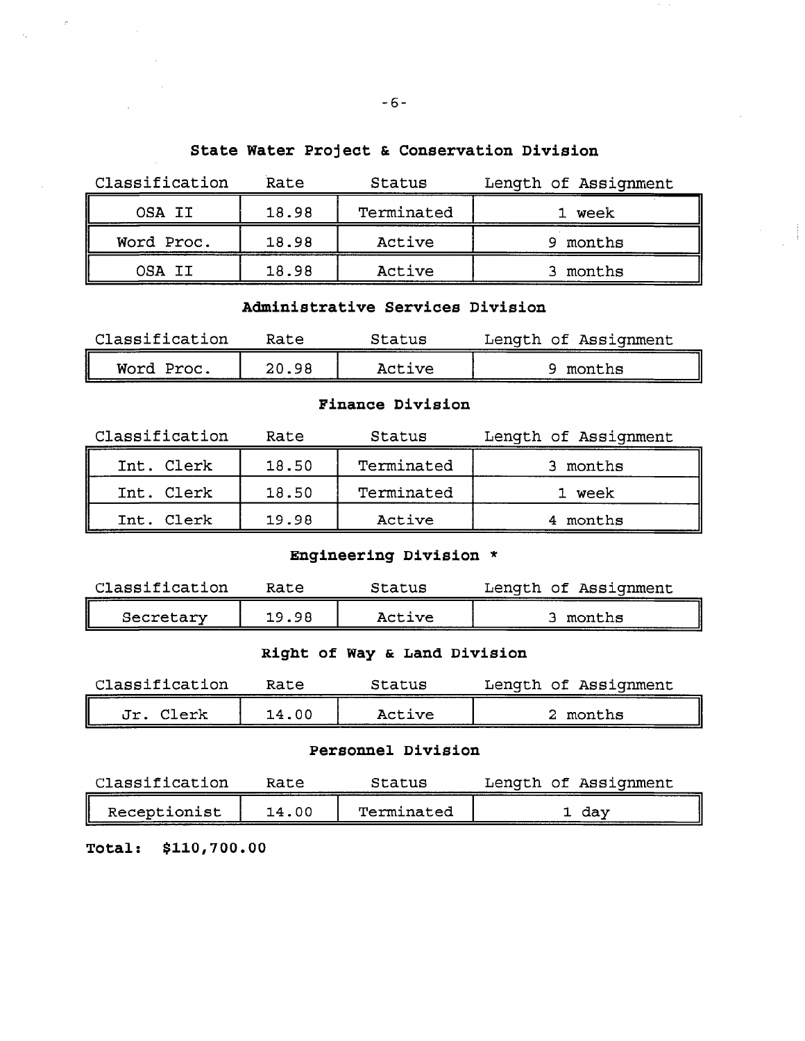### State Water Project & Conservation Division

| Classification | Rate | Status | Length of Assignment |
|---|---|---|---|
| OSA II | 18.98 | Terminated | 1 week |
| Word Proc. | 18.98 | Active | 9 months |
| OSA II | 18.98 | Active | 3 months |

### Administrative Services Division

| Classification | Rate | Status | Length of Assignment |
|---|---|---|---|
| Word Proc. | 20.98 | Active | 9 months |

### Finance Division

| Classification | Rate | Status | Length of Assignment |
|---|---|---|---|
| Int. Clerk | 18.50 | Terminated | 3 months |
| Int. Clerk | 18.50 | Terminated | 1 week |
| Int. Clerk | 19.98 | Active | 4 months |

### Engineering Division *

| Classification | Rate | Status | Length of Assignment |
|---|---|---|---|
| Secretary | 19.98 | Active | 3 months |

### Right of Way & Land Division

| Classification | Rate | Status | Length of Assignment |
|---|---|---|---|
| Jr. Clerk | 14.00 | Active | 2 months |

### Personnel Division

| Classification | Rate | Status | Length of Assignment |
|---|---|---|---|
| Receptionist | 14.00 | Terminated | 1 day |

**Total: $110,700.00**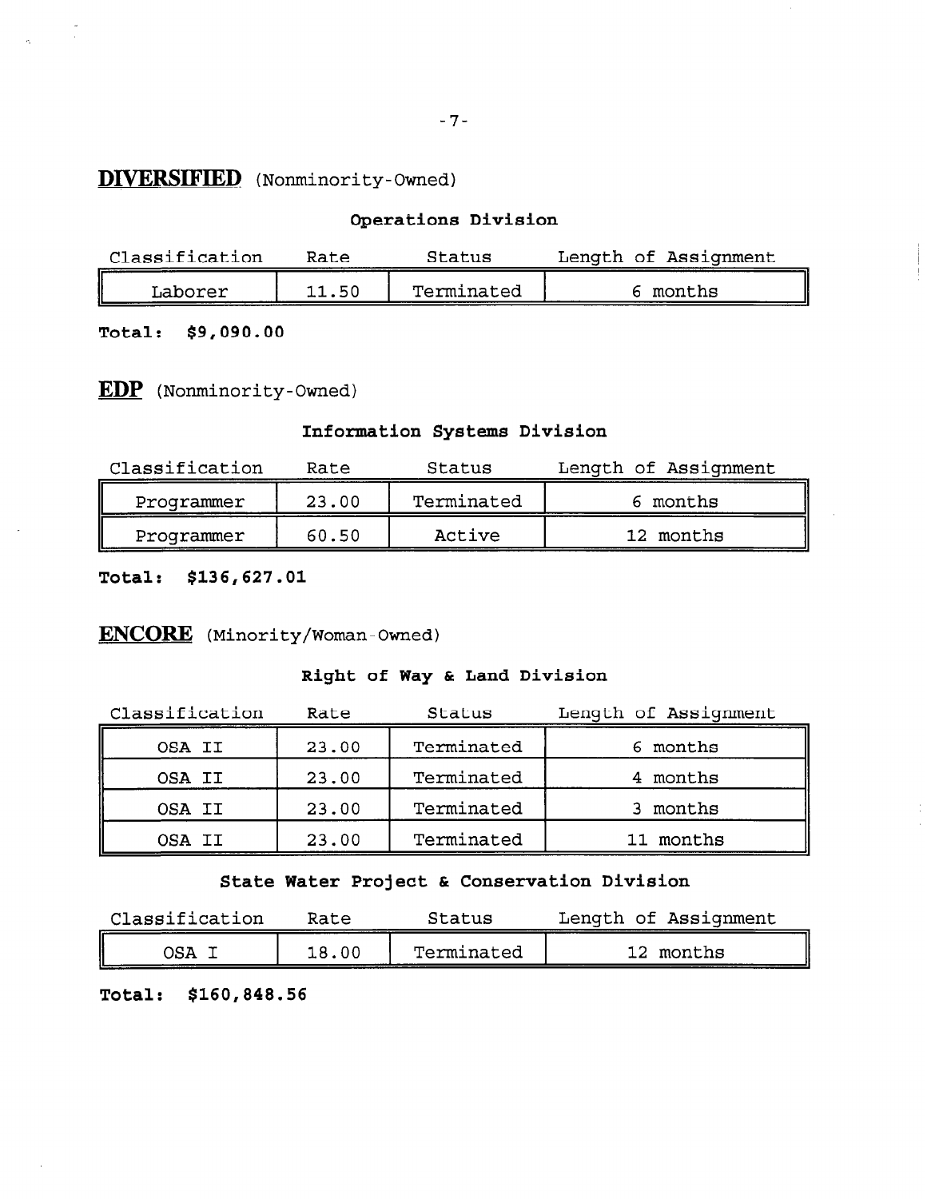## **DIVERSIFIED** (Nonminority-Owned)

### Operations Division

| Classification | Rate | Status | Length of Assignment |
|---|---|---|---|
| Laborer | 11.50 | Terminated | 6 months |

**Total: $9,090.00**

## **EDP** (Nonminority-Owned)

### Information Systems Division

| Classification | Rate | Status | Length of Assignment |
|---|---|---|---|
| Programmer | 23.00 | Terminated | 6 months |
| Programmer | 60.50 | Active | 12 months |

**Total: $136,627.01**

## **ENCORE** (Minority/Woman-Owned)

### Right of Way & Land Division

| Classification | Rate | Status | Length of Assignment |
|---|---|---|---|
| OSA II | 23.00 | Terminated | 6 months |
| OSA II | 23.00 | Terminated | 4 months |
| OSA II | 23.00 | Terminated | 3 months |
| OSA II | 23.00 | Terminated | 11 months |

### State Water Project & Conservation Division

| Classification | Rate | Status | Length of Assignment |
|---|---|---|---|
| OSA I | 18.00 | Terminated | 12 months |

**Total: $160,848.56**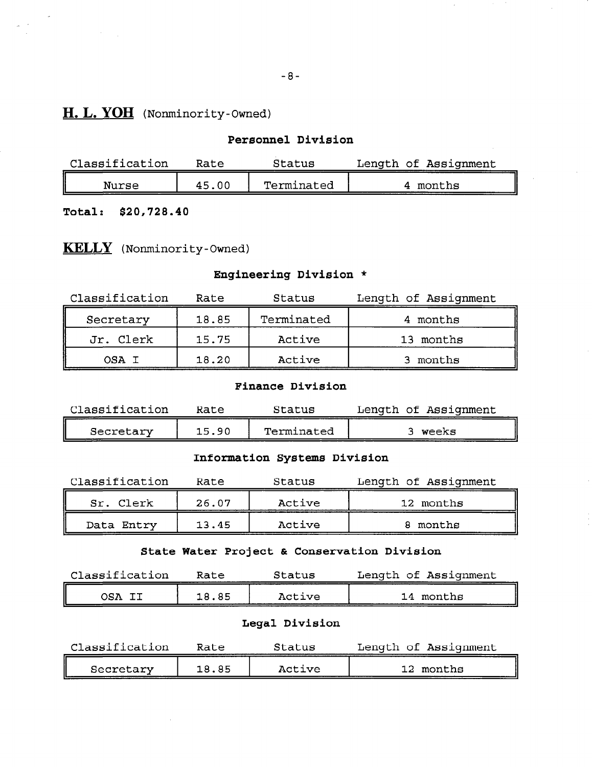## **H. L. YOH** (Nonminority-Owned)

### **Personnel Division**

| Classification | Rate | Status | Length of Assignment |
|---|---|---|---|
| Nurse | 45.00 | Terminated | 4 months |

**Total: $20,728.40**

## **KELLY** (Nonminority-Owned)

### **Engineering Division \***

| Classification | Rate | Status | Length of Assignment |
|---|---|---|---|
| Secretary | 18.85 | Terminated | 4 months |
| Jr. Clerk | 15.75 | Active | 13 months |
| OSA I | 18.20 | Active | 3 months |

### **Finance Division**

| Classification | Rate | Status | Length of Assignment |
|---|---|---|---|
| Secretary | 15.90 | Terminated | 3 weeks |

### **Information Systems Division**

| Classification | Rate | Status | Length of Assignment |
|---|---|---|---|
| Sr. Clerk | 26.07 | Active | 12 months |
| Data Entry | 13.45 | Active | 8 months |

### **State Water Project & Conservation Division**

| Classification | Rate | Status | Length of Assignment |
|---|---|---|---|
| OSA II | 18.85 | Active | 14 months |

### **Legal Division**

| Classification | Rate | Status | Length of Assignment |
|---|---|---|---|
| Secretary | 18.85 | Active | 12 months |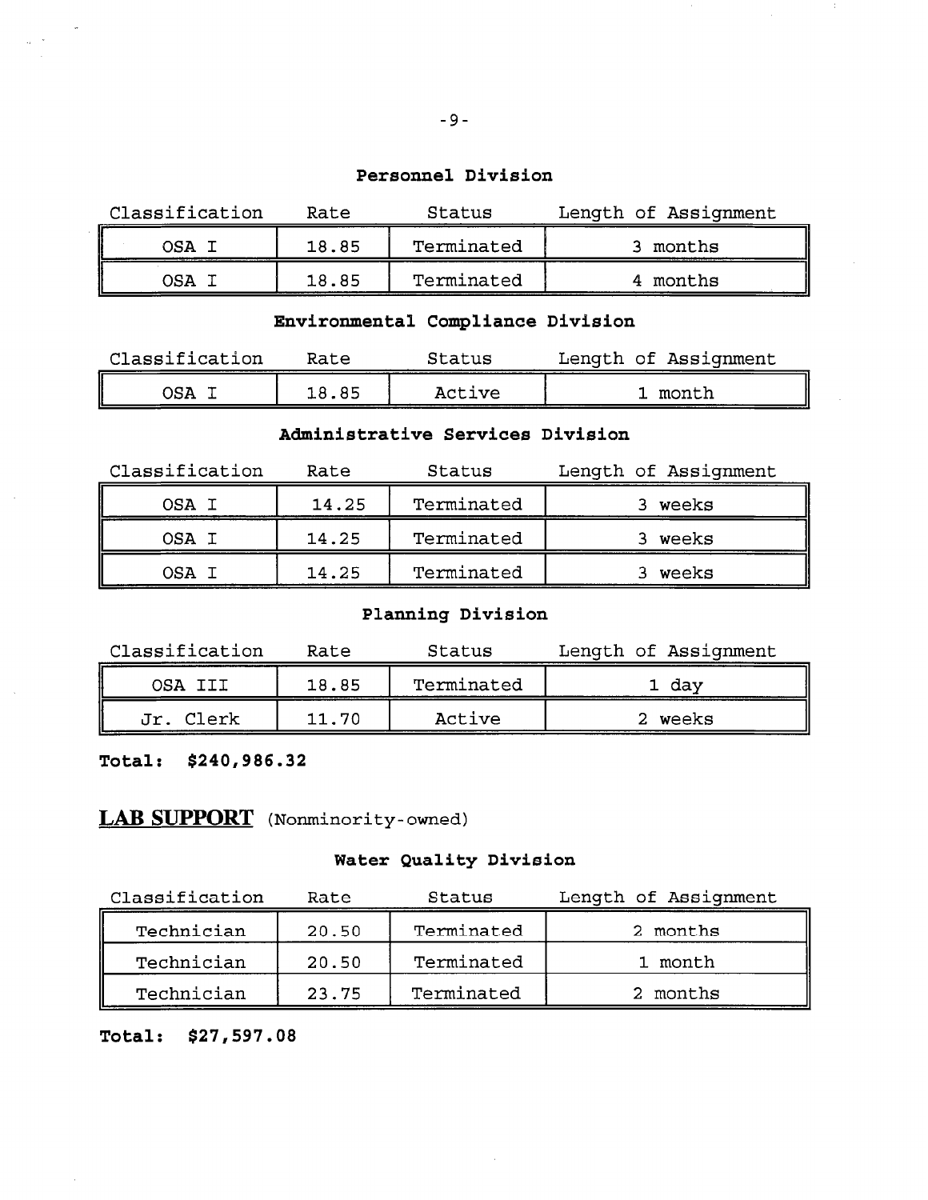**Personnel Division**

| Classification | Rate | Status | Length of Assignment |
|---|---|---|---|
| OSA I | 18.85 | Terminated | 3 months |
| OSA I | 18.85 | Terminated | 4 months |

**Environmental Compliance Division**

| Classification | Rate | Status | Length of Assignment |
|---|---|---|---|
| OSA I | 18.85 | Active | 1 month |

**Administrative Services Division**

| Classification | Rate | Status | Length of Assignment |
|---|---|---|---|
| OSA I | 14.25 | Terminated | 3 weeks |
| OSA I | 14.25 | Terminated | 3 weeks |
| OSA I | 14.25 | Terminated | 3 weeks |

**Planning Division**

| Classification | Rate | Status | Length of Assignment |
|---|---|---|---|
| OSA III | 18.85 | Terminated | 1 day |
| Jr. Clerk | 11.70 | Active | 2 weeks |

**Total: $240,986.32**

## LAB SUPPORT (Nonminority-owned)

**Water Quality Division**

| Classification | Rate | Status | Length of Assignment |
|---|---|---|---|
| Technician | 20.50 | Terminated | 2 months |
| Technician | 20.50 | Terminated | 1 month |
| Technician | 23.75 | Terminated | 2 months |

**Total: $27,597.08**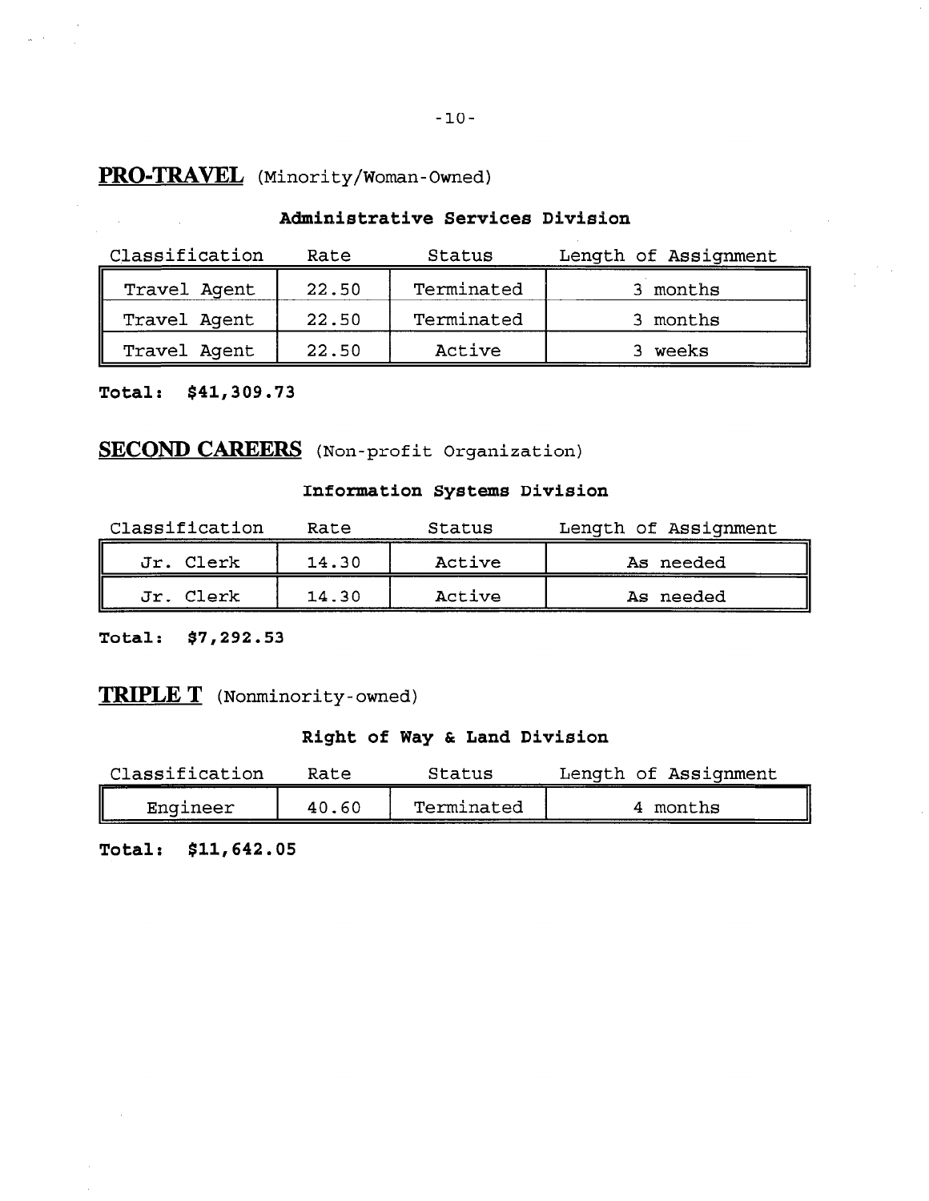## **PRO-TRAVEL** (Minority/Woman-Owned)

### Administrative Services Division

| Classification | Rate | Status | Length of Assignment |
|---|---|---|---|
| Travel Agent | 22.50 | Terminated | 3 months |
| Travel Agent | 22.50 | Terminated | 3 months |
| Travel Agent | 22.50 | Active | 3 weeks |

**Total: $41,309.73**

## **SECOND CAREERS** (Non-profit Organization)

### Information Systems Division

| Classification | Rate | Status | Length of Assignment |
|---|---|---|---|
| Jr. Clerk | 14.30 | Active | As needed |
| Jr. Clerk | 14.30 | Active | As needed |

**Total: $7,292.53**

## **TRIPLE T** (Nonminority-owned)

### Right of Way & Land Division

| Classification | Rate | Status | Length of Assignment |
|---|---|---|---|
| Engineer | 40.60 | Terminated | 4 months |

**Total: $11,642.05**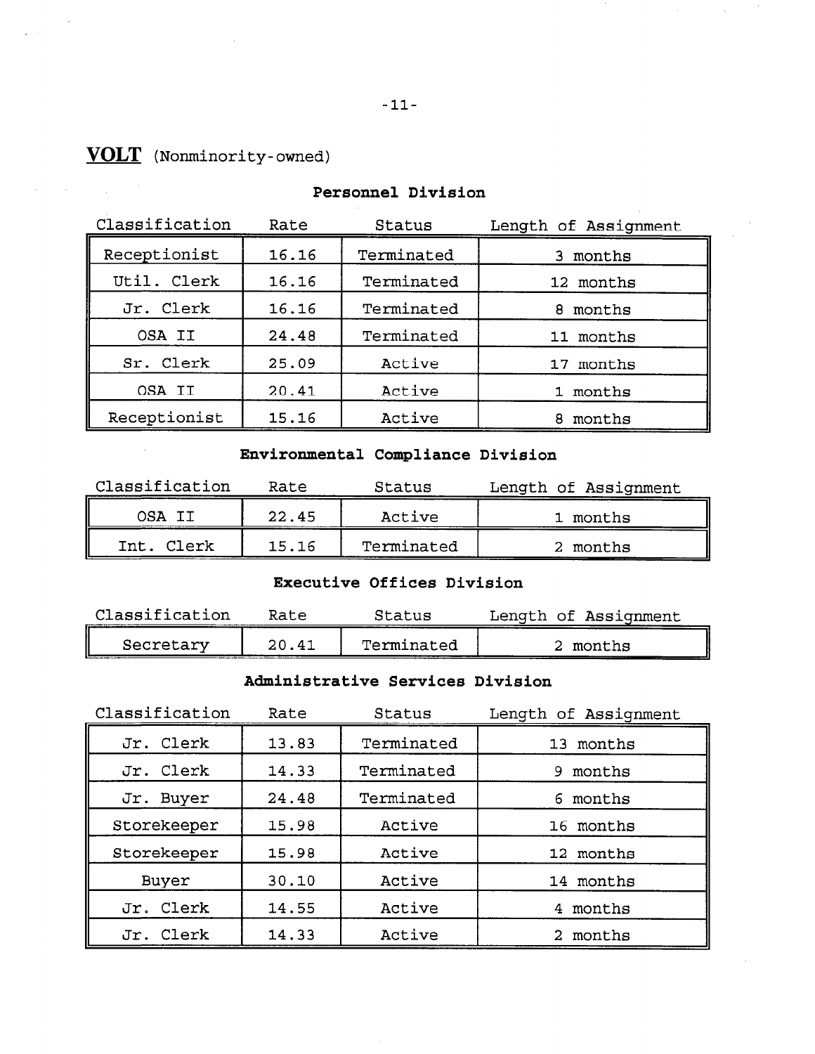## **VOLT** (Nonminority-owned)

### Personnel Division

| Classification | Rate | Status | Length of Assignment |
|---|---|---|---|
| Receptionist | 16.16 | Terminated | 3 months |
| Util. Clerk | 16.16 | Terminated | 12 months |
| Jr. Clerk | 16.16 | Terminated | 8 months |
| OSA II | 24.48 | Terminated | 11 months |
| Sr. Clerk | 25.09 | Active | 17 months |
| OSA II | 20.41 | Active | 1 months |
| Receptionist | 15.16 | Active | 8 months |

### Environmental Compliance Division

| Classification | Rate | Status | Length of Assignment |
|---|---|---|---|
| OSA II | 22.45 | Active | 1 months |
| Int. Clerk | 15.16 | Terminated | 2 months |

### Executive Offices Division

| Classification | Rate | Status | Length of Assignment |
|---|---|---|---|
| Secretary | 20.41 | Terminated | 2 months |

### Administrative Services Division

| Classification | Rate | Status | Length of Assignment |
|---|---|---|---|
| Jr. Clerk | 13.83 | Terminated | 13 months |
| Jr. Clerk | 14.33 | Terminated | 9 months |
| Jr. Buyer | 24.48 | Terminated | 6 months |
| Storekeeper | 15.98 | Active | 16 months |
| Storekeeper | 15.98 | Active | 12 months |
| Buyer | 30.10 | Active | 14 months |
| Jr. Clerk | 14.55 | Active | 4 months |
| Jr. Clerk | 14.33 | Active | 2 months |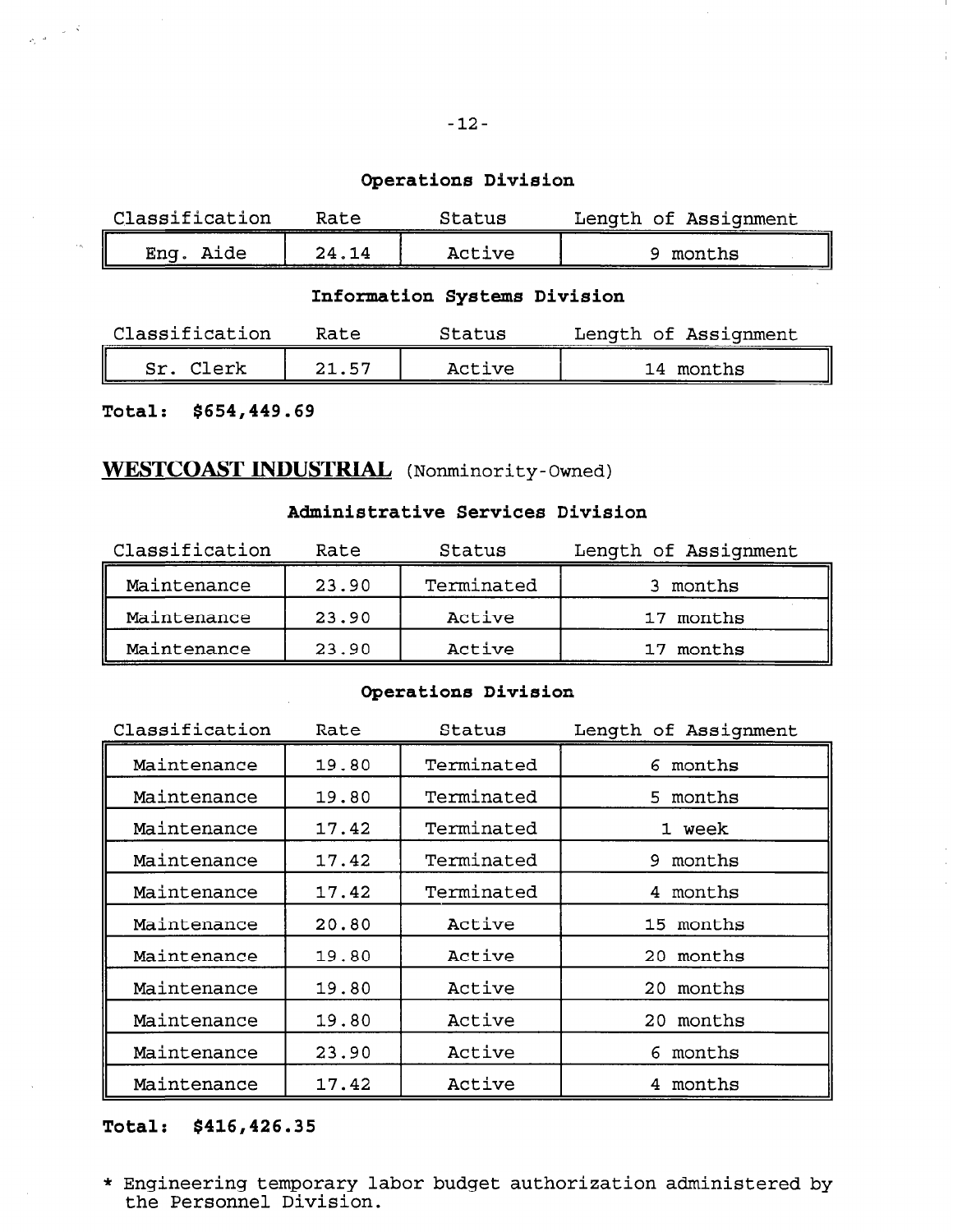**Operations Division**

| Classification | Rate | Status | Length of Assignment |
|---|---|---|---|
| Eng. Aide | 24.14 | Active | 9 months |

**Information Systems Division**

| Classification | Rate | Status | Length of Assignment |
|---|---|---|---|
| Sr. Clerk | 21.57 | Active | 14 months |

**Total: $654,449.69**

## WESTCOAST INDUSTRIAL (Nonminority-Owned)

**Administrative Services Division**

| Classification | Rate | Status | Length of Assignment |
|---|---|---|---|
| Maintenance | 23.90 | Terminated | 3 months |
| Maintenance | 23.90 | Active | 17 months |
| Maintenance | 23.90 | Active | 17 months |

**Operations Division**

| Classification | Rate | Status | Length of Assignment |
|---|---|---|---|
| Maintenance | 19.80 | Terminated | 6 months |
| Maintenance | 19.80 | Terminated | 5 months |
| Maintenance | 17.42 | Terminated | 1 week |
| Maintenance | 17.42 | Terminated | 9 months |
| Maintenance | 17.42 | Terminated | 4 months |
| Maintenance | 20.80 | Active | 15 months |
| Maintenance | 19.80 | Active | 20 months |
| Maintenance | 19.80 | Active | 20 months |
| Maintenance | 19.80 | Active | 20 months |
| Maintenance | 23.90 | Active | 6 months |
| Maintenance | 17.42 | Active | 4 months |

**Total: $416,426.35**

* Engineering temporary labor budget authorization administered by the Personnel Division.